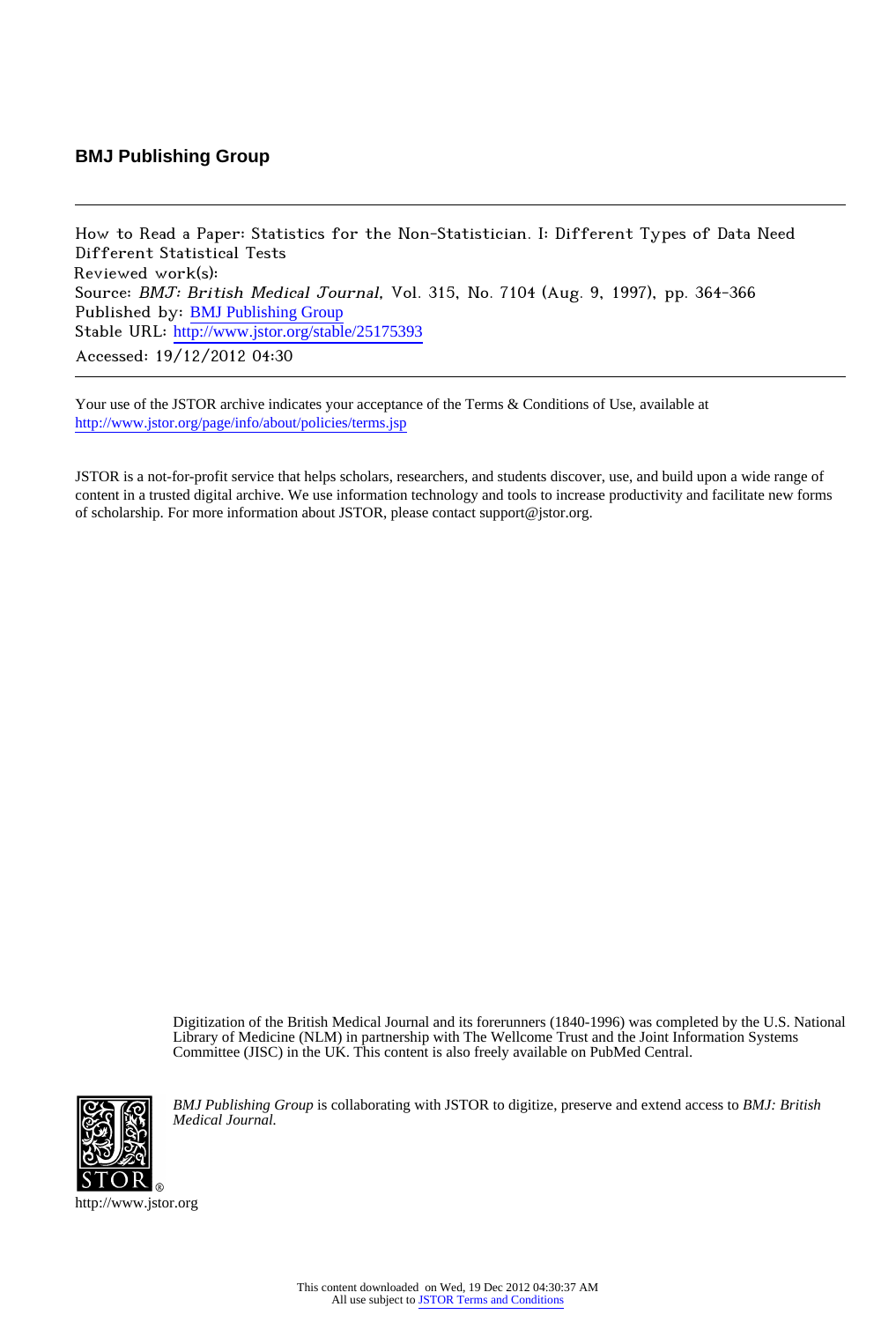**BMJ Publishing Group**

---

How to Read a Paper: Statistics for the Non-Statistician. I: Different Types of Data Need Different Statistical Tests
Reviewed work(s):
Source: *BMJ: British Medical Journal*, Vol. 315, No. 7104 (Aug. 9, 1997), pp. 364-366
Published by: BMJ Publishing Group
Stable URL: http://www.jstor.org/stable/25175393
Accessed: 19/12/2012 04:30

---

Your use of the JSTOR archive indicates your acceptance of the Terms & Conditions of Use, available at http://www.jstor.org/page/info/about/policies/terms.jsp

JSTOR is a not-for-profit service that helps scholars, researchers, and students discover, use, and build upon a wide range of content in a trusted digital archive. We use information technology and tools to increase productivity and facilitate new forms of scholarship. For more information about JSTOR, please contact support@jstor.org.

Digitization of the British Medical Journal and its forerunners (1840-1996) was completed by the U.S. National Library of Medicine (NLM) in partnership with The Wellcome Trust and the Joint Information Systems Committee (JISC) in the UK. This content is also freely available on PubMed Central.

*BMJ Publishing Group* is collaborating with JSTOR to digitize, preserve and extend access to *BMJ: British Medical Journal.*

http://www.jstor.org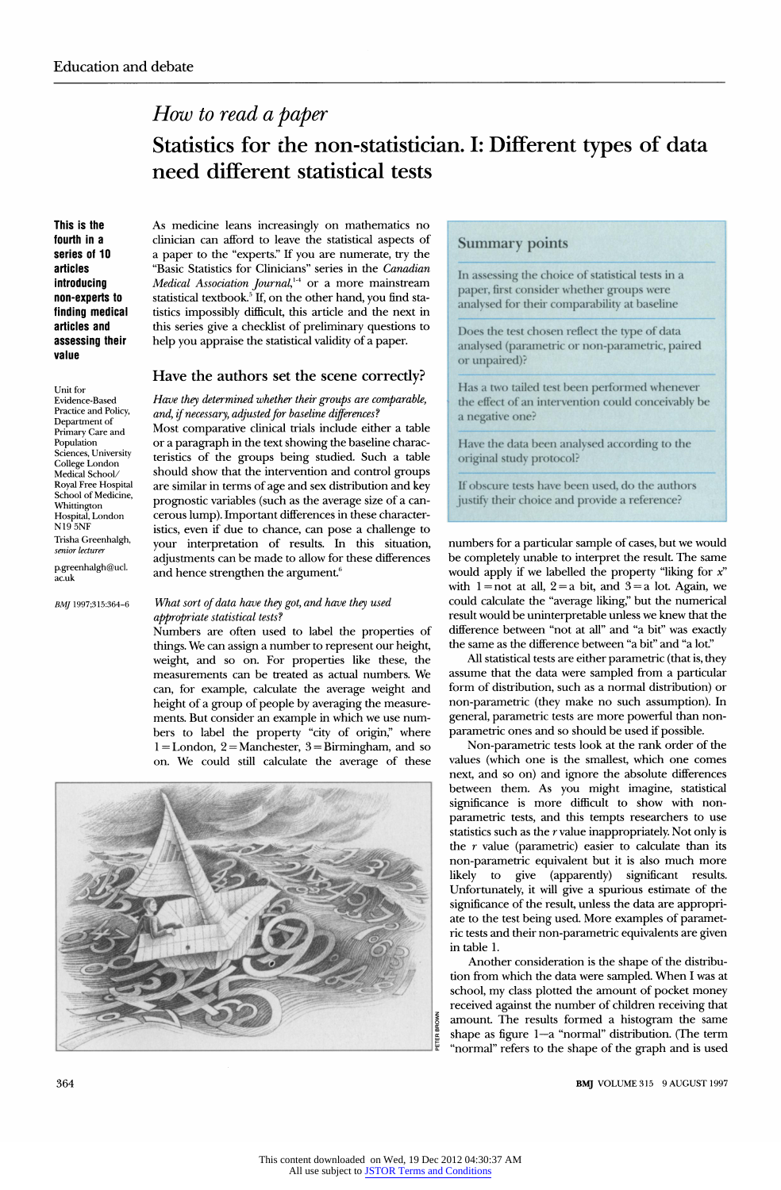# How to read a paper

## Statistics for the non-statistician. I: Different types of data need different statistical tests

**This is the fourth in a series of 10 articles introducing non-experts to finding medical articles and assessing their value**

Unit for Evidence-Based Practice and Policy, Department of Primary Care and Population Sciences, University College London Medical School/Royal Free Hospital School of Medicine, Whittington Hospital, London N19 5NF

Trisha Greenhalgh, *senior lecturer*

p.greenhalgh@ucl.ac.uk

BMJ 1997;315:364–6

As medicine leans increasingly on mathematics no clinician can afford to leave the statistical aspects of a paper to the "experts." If you are numerate, try the "Basic Statistics for Clinicians" series in the *Canadian Medical Association Journal*,[1-4] or a more mainstream statistical textbook.[5] If, on the other hand, you find statistics impossibly difficult, this article and the next in this series give a checklist of preliminary questions to help you appraise the statistical validity of a paper.

> **Summary points**
>
> In assessing the choice of statistical tests in a paper, first consider whether groups were analysed for their comparability at baseline
>
> Does the test chosen reflect the type of data analysed (parametric or non-parametric, paired or unpaired)?
>
> Has a two tailed test been performed whenever the effect of an intervention could conceivably be a negative one?
>
> Have the data been analysed according to the original study protocol?
>
> If obscure tests have been used, do the authors justify their choice and provide a reference?

### Have the authors set the scene correctly?

*Have they determined whether their groups are comparable, and, if necessary, adjusted for baseline differences?*

Most comparative clinical trials include either a table or a paragraph in the text showing the baseline characteristics of the groups being studied. Such a table should show that the intervention and control groups are similar in terms of age and sex distribution and key prognostic variables (such as the average size of a cancerous lump). Important differences in these characteristics, even if due to chance, can pose a challenge to your interpretation of results. In this situation, adjustments can be made to allow for these differences and hence strengthen the argument.[6]

*What sort of data have they got, and have they used appropriate statistical tests?*

Numbers are often used to label the properties of things. We can assign a number to represent our height, weight, and so on. For properties like these, the measurements can be treated as actual numbers. We can, for example, calculate the average weight and height of a group of people by averaging the measurements. But consider an example in which we use numbers to label the property "city of origin," where 1 = London, 2 = Manchester, 3 = Birmingham, and so on. We could still calculate the average of these numbers for a particular sample of cases, but we would be completely unable to interpret the result. The same would apply if we labelled the property "liking for *x*" with 1 = not at all, 2 = a bit, and 3 = a lot. Again, we could calculate the "average liking," but the numerical result would be uninterpretable unless we knew that the difference between "not at all" and "a bit" was exactly the same as the difference between "a bit" and "a lot."

All statistical tests are either parametric (that is, they assume that the data were sampled from a particular form of distribution, such as a normal distribution) or non-parametric (they make no such assumption). In general, parametric tests are more powerful than non-parametric ones and so should be used if possible.

Non-parametric tests look at the rank order of the values (which one is the smallest, which one comes next, and so on) and ignore the absolute differences between them. As you might imagine, statistical significance is more difficult to show with non-parametric tests, and this tempts researchers to use statistics such as the *r* value inappropriately. Not only is the *r* value (parametric) easier to calculate than its non-parametric equivalent but it is also much more likely to give (apparently) significant results. Unfortunately, it will give a spurious estimate of the significance of the result, unless the data are appropriate to the test being used. More examples of parametric tests and their non-parametric equivalents are given in table 1.

Another consideration is the shape of the distribution from which the data were sampled. When I was at school, my class plotted the amount of pocket money received against the number of children receiving that amount. The results formed a histogram the same shape as figure 1—a "normal" distribution. (The term "normal" refers to the shape of the graph and is used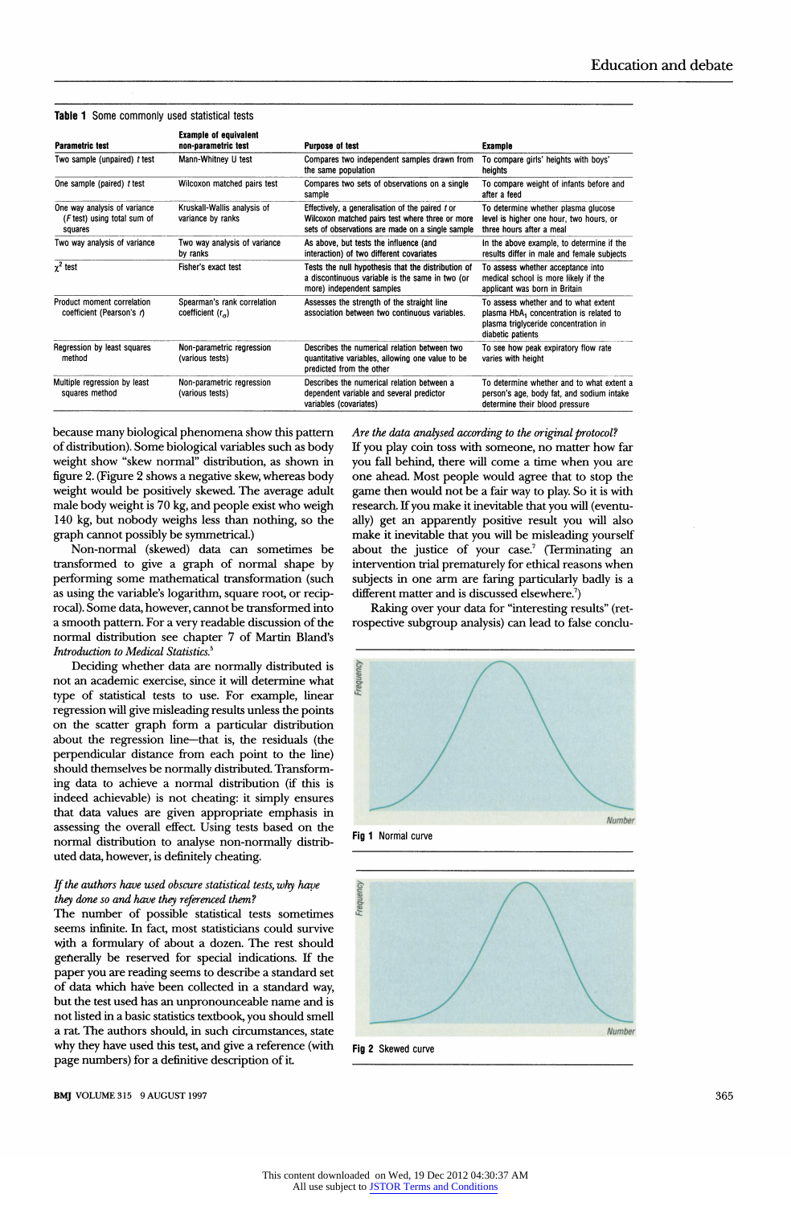**Table 1** Some commonly used statistical tests

| Parametric test | Example of equivalent non-parametric test | Purpose of test | Example |
|---|---|---|---|
| Two sample (unpaired) *t* test | Mann-Whitney U test | Compares two independent samples drawn from the same population | To compare girls' heights with boys' heights |
| One sample (paired) *t* test | Wilcoxon matched pairs test | Compares two sets of observations on a single sample | To compare weight of infants before and after a feed |
| One way analysis of variance (*F* test) using total sum of squares | Kruskall-Wallis analysis of variance by ranks | Effectively, a generalisation of the paired *t* or Wilcoxon matched pairs test where three or more sets of observations are made on a single sample | To determine whether plasma glucose level is higher one hour, two hours, or three hours after a meal |
| Two way analysis of variance | Two way analysis of variance by ranks | As above, but tests the influence (and interaction) of two different covariates | In the above example, to determine if the results differ in male and female subjects |
| $\chi^2$ test | Fisher's exact test | Tests the null hypothesis that the distribution of a discontinuous variable is the same in two (or more) independent samples | To assess whether acceptance into medical school is more likely if the applicant was born in Britain |
| Product moment correlation coefficient (Pearson's *r*) | Spearman's rank correlation coefficient ($r_s$) | Assesses the strength of the straight line association between two continuous variables. | To assess whether and to what extent plasma $HbA_1$ concentration is related to plasma triglyceride concentration in diabetic patients |
| Regression by least squares method | Non-parametric regression (various tests) | Describes the numerical relation between two quantitative variables, allowing one value to be predicted from the other | To see how peak expiratory flow rate varies with height |
| Multiple regression by least squares method | Non-parametric regression (various tests) | Describes the numerical relation between a dependent variable and several predictor variables (covariates) | To determine whether and to what extent a person's age, body fat, and sodium intake determine their blood pressure |

because many biological phenomena show this pattern of distribution). Some biological variables such as body weight show "skew normal" distribution, as shown in figure 2. (Figure 2 shows a negative skew, whereas body weight would be positively skewed. The average adult male body weight is 70 kg, and people exist who weigh 140 kg, but nobody weighs less than nothing, so the graph cannot possibly be symmetrical.)

Non-normal (skewed) data can sometimes be transformed to give a graph of normal shape by performing some mathematical transformation (such as using the variable's logarithm, square root, or reciprocal). Some data, however, cannot be transformed into a smooth pattern. For a very readable discussion of the normal distribution see chapter 7 of Martin Bland's *Introduction to Medical Statistics*.[5]

Deciding whether data are normally distributed is not an academic exercise, since it will determine what type of statistical tests to use. For example, linear regression will give misleading results unless the points on the scatter graph form a particular distribution about the regression line—that is, the residuals (the perpendicular distance from each point to the line) should themselves be normally distributed. Transforming data to achieve a normal distribution (if this is indeed achievable) is not cheating: it simply ensures that data values are given appropriate emphasis in assessing the overall effect. Using tests based on the normal distribution to analyse non-normally distributed data, however, is definitely cheating.

*If the authors have used obscure statistical tests, why have they done so and have they referenced them?*

The number of possible statistical tests sometimes seems infinite. In fact, most statisticians could survive with a formulary of about a dozen. The rest should generally be reserved for special indications. If the paper you are reading seems to describe a standard set of data which have been collected in a standard way, but the test used has an unpronounceable name and is not listed in a basic statistics textbook, you should smell a rat. The authors should, in such circumstances, state why they have used this test, and give a reference (with page numbers) for a definitive description of it.

*Are the data analysed according to the original protocol?*

If you play coin toss with someone, no matter how far you fall behind, there will come a time when you are one ahead. Most people would agree that to stop the game then would not be a fair way to play. So it is with research. If you make it inevitable that you will (eventually) get an apparently positive result you will also make it inevitable that you will be misleading yourself about the justice of your case.[7] (Terminating an intervention trial prematurely for ethical reasons when subjects in one arm are faring particularly badly is a different matter and is discussed elsewhere.[7])

Raking over your data for "interesting results" (retrospective subgroup analysis) can lead to false conclu-

Fig 1 Normal curve

Fig 2 Skewed curve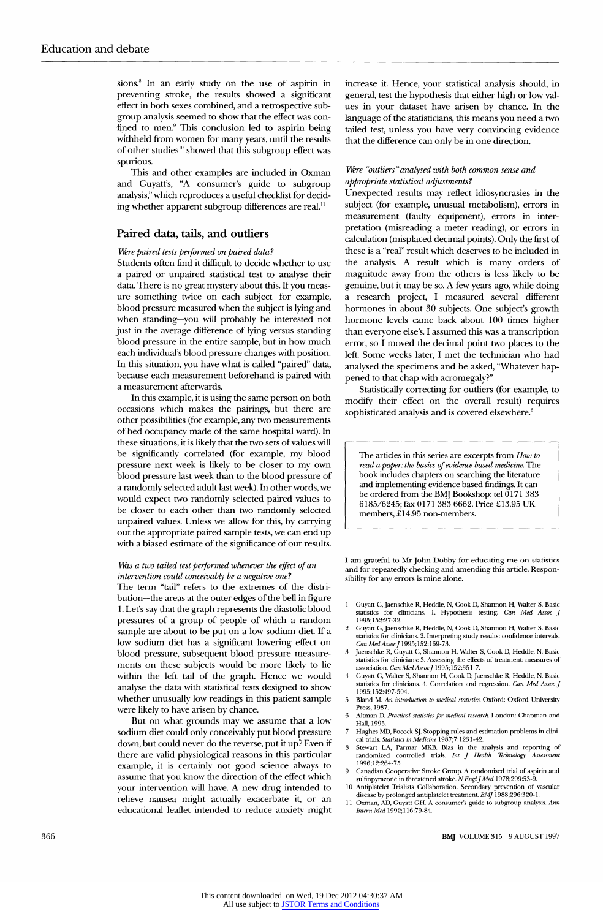sions.[8] In an early study on the use of aspirin in preventing stroke, the results showed a significant effect in both sexes combined, and a retrospective subgroup analysis seemed to show that the effect was confined to men.[9] This conclusion led to aspirin being withheld from women for many years, until the results of other studies[10] showed that this subgroup effect was spurious.

This and other examples are included in Oxman and Guyatt's, "A consumer's guide to subgroup analysis," which reproduces a useful checklist for deciding whether apparent subgroup differences are real.[11]

## Paired data, tails, and outliers

*Were paired tests performed on paired data?*

Students often find it difficult to decide whether to use a paired or unpaired statistical test to analyse their data. There is no great mystery about this. If you measure something twice on each subject—for example, blood pressure measured when the subject is lying and when standing—you will probably be interested not just in the average difference of lying versus standing blood pressure in the entire sample, but in how much each individual's blood pressure changes with position. In this situation, you have what is called "paired" data, because each measurement beforehand is paired with a measurement afterwards.

In this example, it is using the same person on both occasions which makes the pairings, but there are other possibilities (for example, any two measurements of bed occupancy made of the same hospital ward). In these situations, it is likely that the two sets of values will be significantly correlated (for example, my blood pressure next week is likely to be closer to my own blood pressure last week than to the blood pressure of a randomly selected adult last week). In other words, we would expect two randomly selected paired values to be closer to each other than two randomly selected unpaired values. Unless we allow for this, by carrying out the appropriate paired sample tests, we can end up with a biased estimate of the significance of our results.

*Was a two tailed test performed whenever the effect of an intervention could conceivably be a negative one?*

The term "tail" refers to the extremes of the distribution—the areas at the outer edges of the bell in figure 1. Let's say that the graph represents the diastolic blood pressures of a group of people of which a random sample are about to be put on a low sodium diet. If a low sodium diet has a significant lowering effect on blood pressure, subsequent blood pressure measurements on these subjects would be more likely to lie within the left tail of the graph. Hence we would analyse the data with statistical tests designed to show whether unusually low readings in this patient sample were likely to have arisen by chance.

But on what grounds may we assume that a low sodium diet could only conceivably put blood pressure down, but could never do the reverse, put it up? Even if there are valid physiological reasons in this particular example, it is certainly not good science always to assume that you know the direction of the effect which your intervention will have. A new drug intended to relieve nausea might actually exacerbate it, or an educational leaflet intended to reduce anxiety might increase it. Hence, your statistical analysis should, in general, test the hypothesis that either high or low values in your dataset have arisen by chance. In the language of the statisticians, this means you need a two tailed test, unless you have very convincing evidence that the difference can only be in one direction.

*Were "outliers" analysed with both common sense and appropriate statistical adjustments?*

Unexpected results may reflect idiosyncrasies in the subject (for example, unusual metabolism), errors in measurement (faulty equipment), errors in interpretation (misreading a meter reading), or errors in calculation (misplaced decimal points). Only the first of these is a "real" result which deserves to be included in the analysis. A result which is many orders of magnitude away from the others is less likely to be genuine, but it may be so. A few years ago, while doing a research project, I measured several different hormones in about 30 subjects. One subject's growth hormone levels came back about 100 times higher than everyone else's. I assumed this was a transcription error, so I moved the decimal point two places to the left. Some weeks later, I met the technician who had analysed the specimens and he asked, "Whatever happened to that chap with acromegaly?"

Statistically correcting for outliers (for example, to modify their effect on the overall result) requires sophisticated analysis and is covered elsewhere.[6]

> The articles in this series are excerpts from *How to read a paper: the basics of evidence based medicine.* The book includes chapters on searching the literature and implementing evidence based findings. It can be ordered from the BMJ Bookshop: tel 0171 383 6185/6245; fax 0171 383 6662. Price £13.95 UK members, £14.95 non-members.

I am grateful to Mr John Dobby for educating me on statistics and for repeatedly checking and amending this article. Responsibility for any errors is mine alone.

1. Guyatt G, Jaenschke R, Heddle, N, Cook D, Shannon H, Walter S. Basic statistics for clinicians. 1. Hypothesis testing. *Can Med Assoc J* 1995;152:27-32.
2. Guyatt G, Jaenschke R, Heddle, N, Cook D, Shannon H, Walter S. Basic statistics for clinicians. 2. Interpreting study results: confidence intervals. *Can Med Assoc J* 1995;152:169-73.
3. Jaenschke R, Guyatt G, Shannon H, Walter S, Cook D, Heddle, N. Basic statistics for clinicians: 3. Assessing the effects of treatment: measures of association. *Can Med Assoc J* 1995;152:351-7.
4. Guyatt G, Walter S, Shannon H, Cook D, Jaenschke R, Heddle, N. Basic statistics for clinicians. 4. Correlation and regression. *Can Med Assoc J* 1995;152:497-504.
5. Bland M. *An introduction to medical statistics.* Oxford: Oxford University Press, 1987.
6. Altman D. *Practical statistics for medical research.* London: Chapman and Hall, 1995.
7. Hughes MD, Pocock SJ. Stopping rules and estimation problems in clinical trials. *Statistics in Medicine* 1987;7:1231-42.
8. Stewart LA, Parmar MKB. Bias in the analysis and reporting of randomized controlled trials. *Int J Health Technology Assessment* 1996;12:264-75.
9. Canadian Cooperative Stroke Group. A randomised trial of aspirin and sulfinpyrazone in threatened stroke. *N Engl J Med* 1978;299:53-9.
10. Antiplatelet Trialists Collaboration. Secondary prevention of vascular disease by prolonged antiplatelet treatment. *BMJ* 1988;296:320-1.
11. Oxman, AD, Guyatt GH. A consumer's guide to subgroup analysis. *Ann Intern Med* 1992;116:79-84.